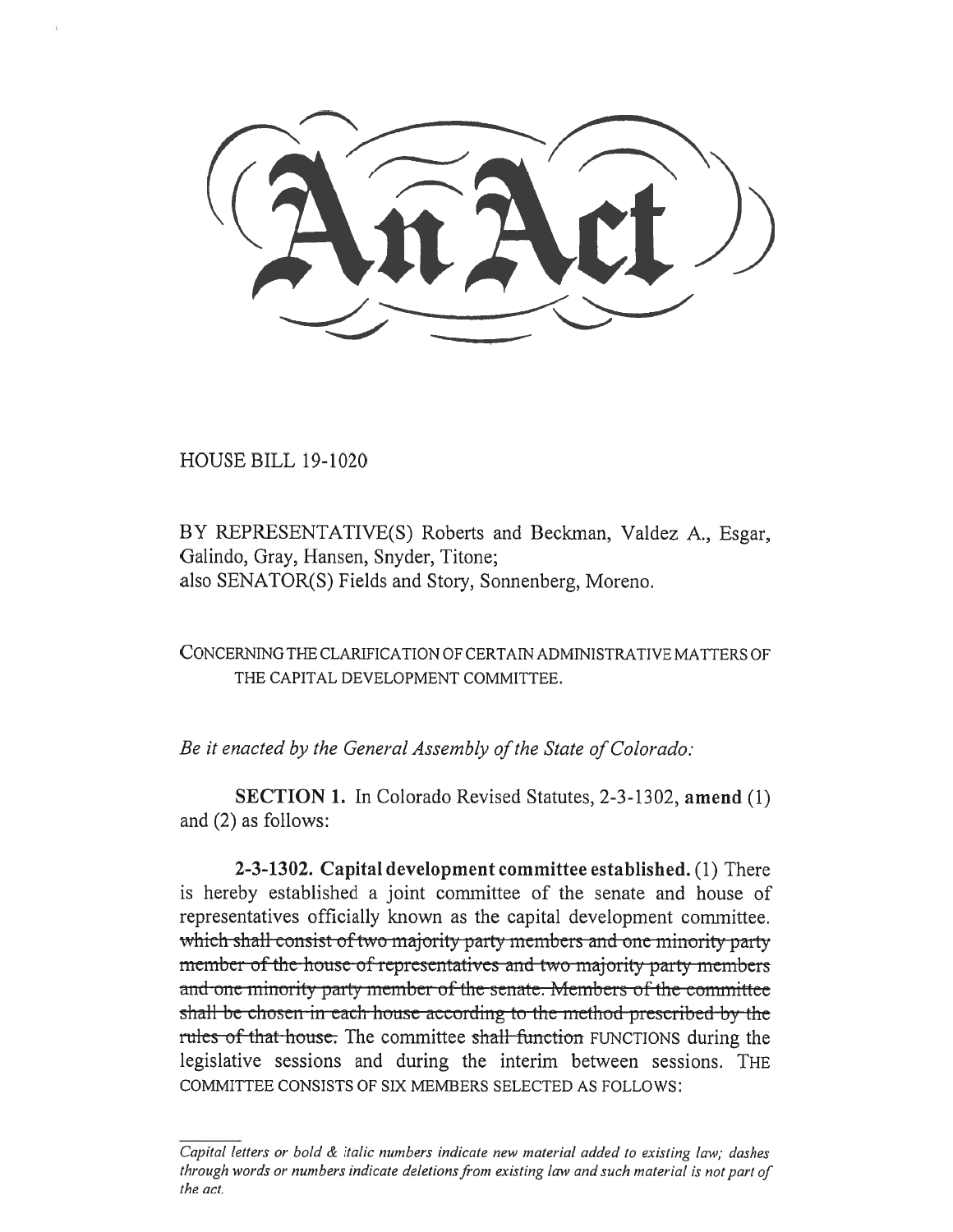# An Act

HOUSE BILL 19-1020

BY REPRESENTATIVE(S) Roberts and Beckman, Valdez A., Esgar, Galindo, Gray, Hansen, Snyder, Titone;
also SENATOR(S) Fields and Story, Sonnenberg, Moreno.

CONCERNING THE CLARIFICATION OF CERTAIN ADMINISTRATIVE MATTERS OF THE CAPITAL DEVELOPMENT COMMITTEE.

*Be it enacted by the General Assembly of the State of Colorado:*

**SECTION 1.** In Colorado Revised Statutes, 2-3-1302, **amend** (1) and (2) as follows:

**2-3-1302. Capital development committee established.** (1) There is hereby established a joint committee of the senate and house of representatives officially known as the capital development committee. ~~which shall consist of two majority party members and one minority party member of the house of representatives and two majority party members and one minority party member of the senate. Members of the committee shall be chosen in each house according to the method prescribed by the rules of that house.~~ The committee ~~shall function~~ FUNCTIONS during the legislative sessions and during the interim between sessions. THE COMMITTEE CONSISTS OF SIX MEMBERS SELECTED AS FOLLOWS:

---

*Capital letters or bold & italic numbers indicate new material added to existing law; dashes through words or numbers indicate deletions from existing law and such material is not part of the act.*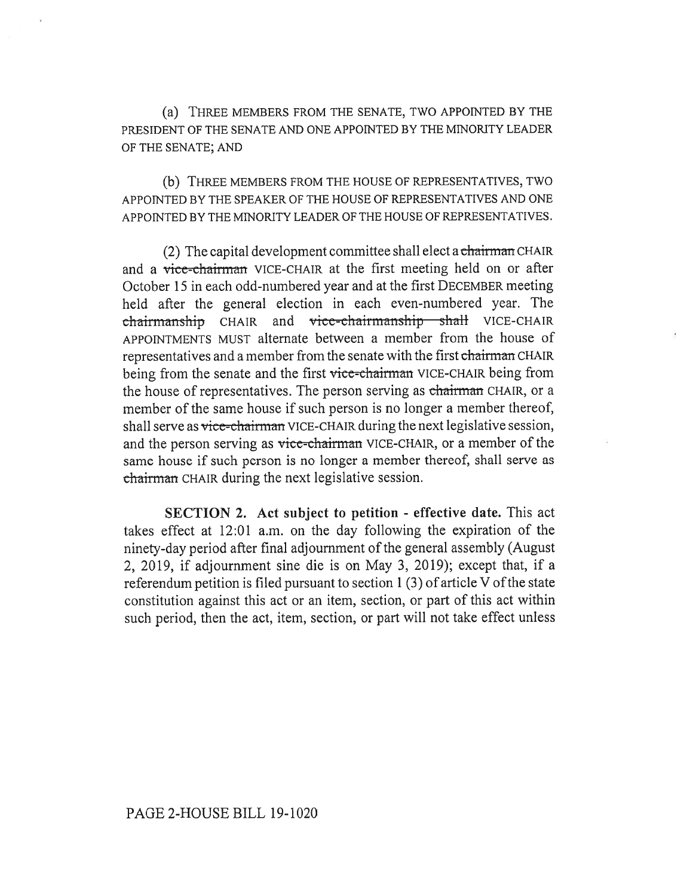(a) THREE MEMBERS FROM THE SENATE, TWO APPOINTED BY THE PRESIDENT OF THE SENATE AND ONE APPOINTED BY THE MINORITY LEADER OF THE SENATE; AND

(b) THREE MEMBERS FROM THE HOUSE OF REPRESENTATIVES, TWO APPOINTED BY THE SPEAKER OF THE HOUSE OF REPRESENTATIVES AND ONE APPOINTED BY THE MINORITY LEADER OF THE HOUSE OF REPRESENTATIVES.

(2) The capital development committee shall elect a ~~chairman~~ CHAIR and a ~~vice-chairman~~ VICE-CHAIR at the first meeting held on or after October 15 in each odd-numbered year and at the first DECEMBER meeting held after the general election in each even-numbered year. The ~~chairmanship~~ CHAIR and ~~vice-chairmanship shall~~ VICE-CHAIR APPOINTMENTS MUST alternate between a member from the house of representatives and a member from the senate with the first ~~chairman~~ CHAIR being from the senate and the first ~~vice-chairman~~ VICE-CHAIR being from the house of representatives. The person serving as ~~chairman~~ CHAIR, or a member of the same house if such person is no longer a member thereof, shall serve as ~~vice-chairman~~ VICE-CHAIR during the next legislative session, and the person serving as ~~vice-chairman~~ VICE-CHAIR, or a member of the same house if such person is no longer a member thereof, shall serve as ~~chairman~~ CHAIR during the next legislative session.

**SECTION 2. Act subject to petition - effective date.** This act takes effect at 12:01 a.m. on the day following the expiration of the ninety-day period after final adjournment of the general assembly (August 2, 2019, if adjournment sine die is on May 3, 2019); except that, if a referendum petition is filed pursuant to section 1 (3) of article V of the state constitution against this act or an item, section, or part of this act within such period, then the act, item, section, or part will not take effect unless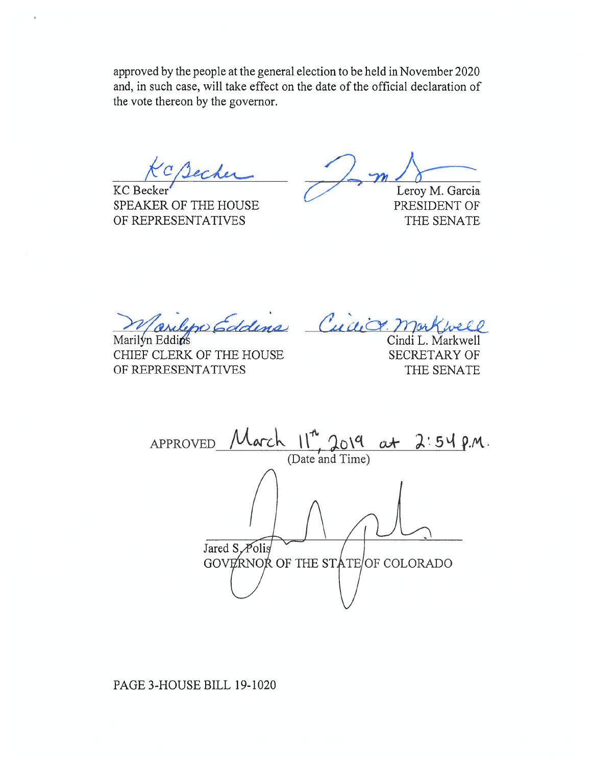approved by the people at the general election to be held in November 2020 and, in such case, will take effect on the date of the official declaration of the vote thereon by the governor.

KC Becker
SPEAKER OF THE HOUSE
OF REPRESENTATIVES

Leroy M. Garcia
PRESIDENT OF
THE SENATE

Marilyn Eddins
CHIEF CLERK OF THE HOUSE
OF REPRESENTATIVES

Cindi L. Markwell
SECRETARY OF
THE SENATE

APPROVED March 11th, 2019 at 2:54 P.M.
(Date and Time)

Jared S. Polis
GOVERNOR OF THE STATE OF COLORADO

PAGE 3-HOUSE BILL 19-1020